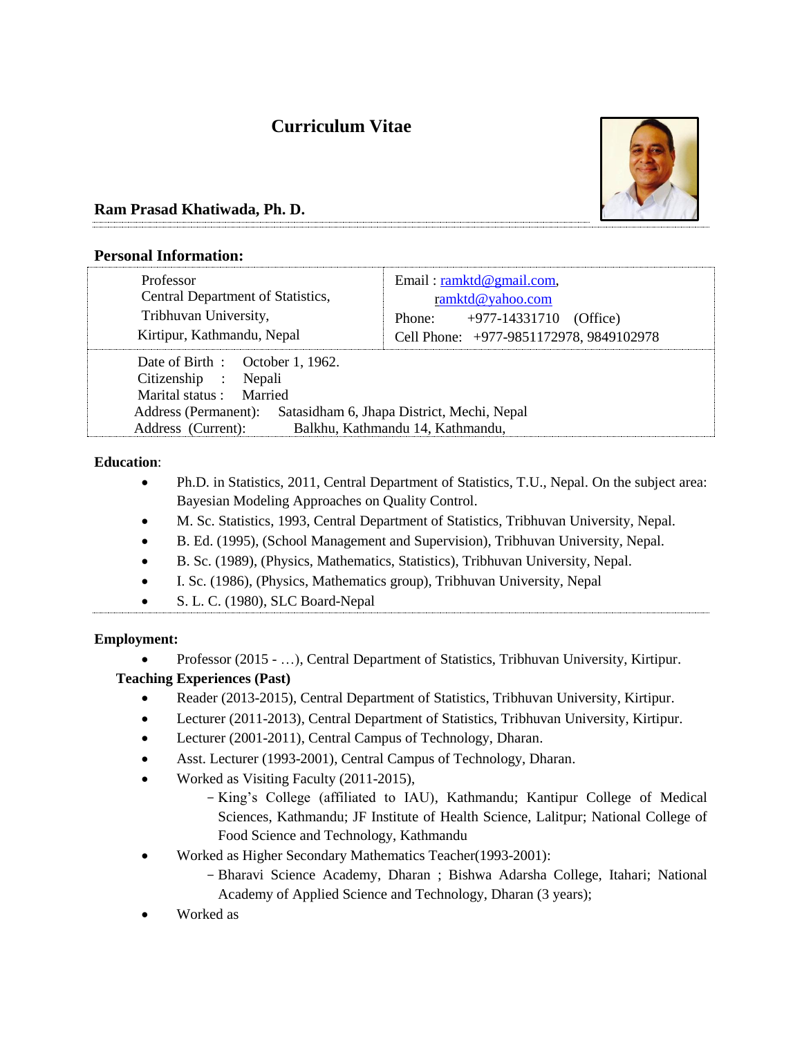# Curriculum Vitae

**Ram Prasad Khatiwada, Ph. D.**

## Personal Information:

| | |
|---|---|
| Professor<br>Central Department of Statistics,<br>Tribhuvan University,<br>Kirtipur, Kathmandu, Nepal | Email : ramktd@gmail.com,<br>ramktd@yahoo.com<br>Phone: +977-14331710 (Office)<br>Cell Phone: +977-9851172978, 9849102978 |

Date of Birth : October 1, 1962.
Citizenship : Nepali
Marital status : Married
Address (Permanent): Satasidham 6, Jhapa District, Mechi, Nepal
Address (Current): Balkhu, Kathmandu 14, Kathmandu,

**Education**:

- Ph.D. in Statistics, 2011, Central Department of Statistics, T.U., Nepal. On the subject area: Bayesian Modeling Approaches on Quality Control.
- M. Sc. Statistics, 1993, Central Department of Statistics, Tribhuvan University, Nepal.
- B. Ed. (1995), (School Management and Supervision), Tribhuvan University, Nepal.
- B. Sc. (1989), (Physics, Mathematics, Statistics), Tribhuvan University, Nepal.
- I. Sc. (1986), (Physics, Mathematics group), Tribhuvan University, Nepal
- S. L. C. (1980), SLC Board-Nepal

**Employment:**

- Professor (2015 - …), Central Department of Statistics, Tribhuvan University, Kirtipur.

**Teaching Experiences (Past)**

- Reader (2013-2015), Central Department of Statistics, Tribhuvan University, Kirtipur.
- Lecturer (2011-2013), Central Department of Statistics, Tribhuvan University, Kirtipur.
- Lecturer (2001-2011), Central Campus of Technology, Dharan.
- Asst. Lecturer (1993-2001), Central Campus of Technology, Dharan.
- Worked as Visiting Faculty (2011-2015),
  - King's College (affiliated to IAU), Kathmandu; Kantipur College of Medical Sciences, Kathmandu; JF Institute of Health Science, Lalitpur; National College of Food Science and Technology, Kathmandu
- Worked as Higher Secondary Mathematics Teacher(1993-2001):
  - Bharavi Science Academy, Dharan ; Bishwa Adarsha College, Itahari; National Academy of Applied Science and Technology, Dharan (3 years);
- Worked as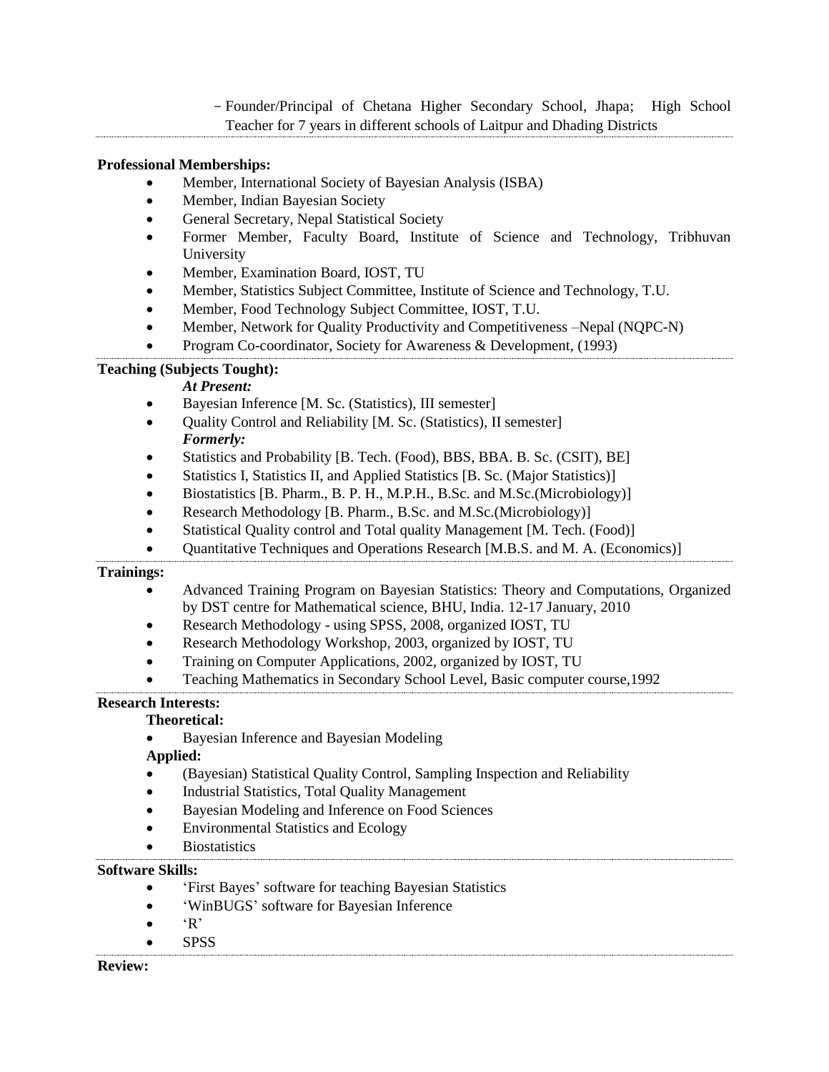- Founder/Principal of Chetana Higher Secondary School, Jhapa; High School Teacher for 7 years in different schools of Laitpur and Dhading Districts

**Professional Memberships:**

- Member, International Society of Bayesian Analysis (ISBA)
- Member, Indian Bayesian Society
- General Secretary, Nepal Statistical Society
- Former Member, Faculty Board, Institute of Science and Technology, Tribhuvan University
- Member, Examination Board, IOST, TU
- Member, Statistics Subject Committee, Institute of Science and Technology, T.U.
- Member, Food Technology Subject Committee, IOST, T.U.
- Member, Network for Quality Productivity and Competitiveness –Nepal (NQPC-N)
- Program Co-coordinator, Society for Awareness & Development, (1993)

**Teaching (Subjects Tought):**

***At Present:***

- Bayesian Inference [M. Sc. (Statistics), III semester]
- Quality Control and Reliability [M. Sc. (Statistics), II semester]

***Formerly:***

- Statistics and Probability [B. Tech. (Food), BBS, BBA. B. Sc. (CSIT), BE]
- Statistics I, Statistics II, and Applied Statistics [B. Sc. (Major Statistics)]
- Biostatistics [B. Pharm., B. P. H., M.P.H., B.Sc. and M.Sc.(Microbiology)]
- Research Methodology [B. Pharm., B.Sc. and M.Sc.(Microbiology)]
- Statistical Quality control and Total quality Management [M. Tech. (Food)]
- Quantitative Techniques and Operations Research [M.B.S. and M. A. (Economics)]

**Trainings:**

- Advanced Training Program on Bayesian Statistics: Theory and Computations, Organized by DST centre for Mathematical science, BHU, India. 12-17 January, 2010
- Research Methodology - using SPSS, 2008, organized IOST, TU
- Research Methodology Workshop, 2003, organized by IOST, TU
- Training on Computer Applications, 2002, organized by IOST, TU
- Teaching Mathematics in Secondary School Level, Basic computer course,1992

**Research Interests:**

**Theoretical:**

- Bayesian Inference and Bayesian Modeling

**Applied:**

- (Bayesian) Statistical Quality Control, Sampling Inspection and Reliability
- Industrial Statistics, Total Quality Management
- Bayesian Modeling and Inference on Food Sciences
- Environmental Statistics and Ecology
- Biostatistics

**Software Skills:**

- 'First Bayes' software for teaching Bayesian Statistics
- 'WinBUGS' software for Bayesian Inference
- 'R'
- SPSS

**Review:**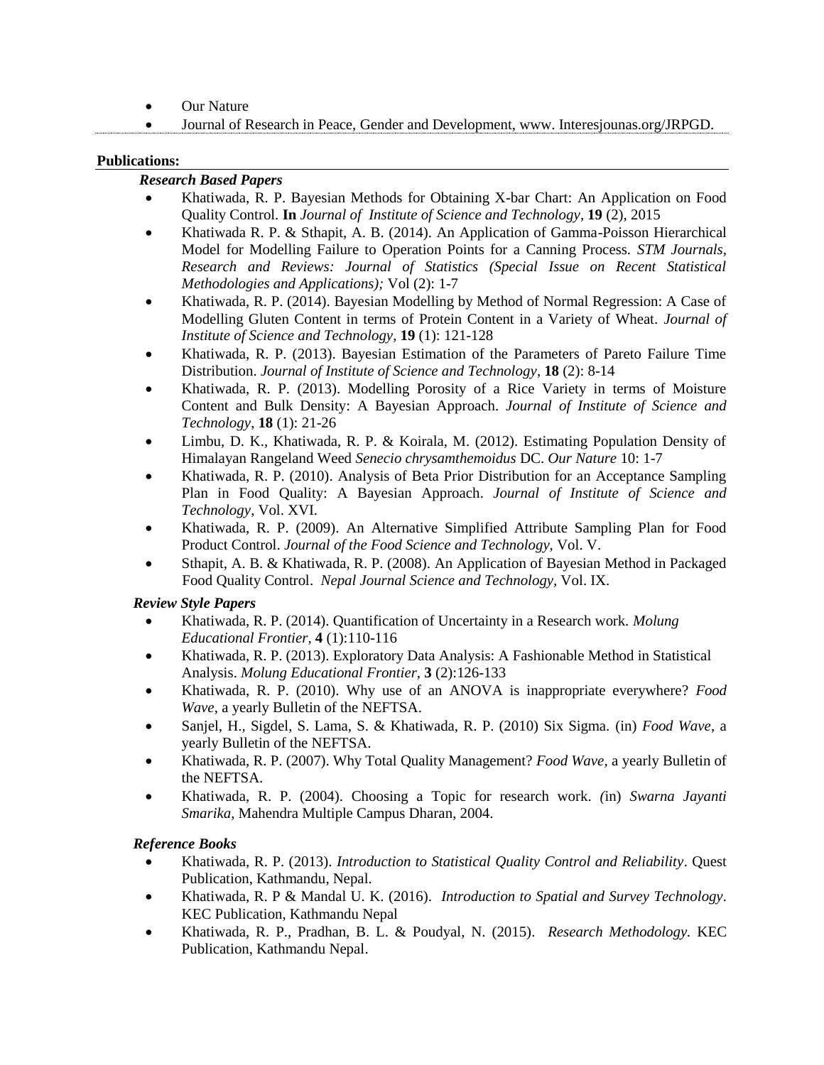- Our Nature
- Journal of Research in Peace, Gender and Development, www. Interesjounas.org/JRPGD.

**Publications:**

***Research Based Papers***

- Khatiwada, R. P. Bayesian Methods for Obtaining X-bar Chart: An Application on Food Quality Control. **In** *Journal of Institute of Science and Technology*, **19** (2), 2015
- Khatiwada R. P. & Sthapit, A. B. (2014). An Application of Gamma-Poisson Hierarchical Model for Modelling Failure to Operation Points for a Canning Process. *STM Journals, Research and Reviews: Journal of Statistics (Special Issue on Recent Statistical Methodologies and Applications);* Vol (2): 1-7
- Khatiwada, R. P. (2014). Bayesian Modelling by Method of Normal Regression: A Case of Modelling Gluten Content in terms of Protein Content in a Variety of Wheat. *Journal of Institute of Science and Technology*, **19** (1): 121-128
- Khatiwada, R. P. (2013). Bayesian Estimation of the Parameters of Pareto Failure Time Distribution. *Journal of Institute of Science and Technology*, **18** (2): 8-14
- Khatiwada, R. P. (2013). Modelling Porosity of a Rice Variety in terms of Moisture Content and Bulk Density: A Bayesian Approach. *Journal of Institute of Science and Technology*, **18** (1): 21-26
- Limbu, D. K., Khatiwada, R. P. & Koirala, M. (2012). Estimating Population Density of Himalayan Rangeland Weed *Senecio chrysamthemoidus* DC. *Our Nature* 10: 1-7
- Khatiwada, R. P. (2010). Analysis of Beta Prior Distribution for an Acceptance Sampling Plan in Food Quality: A Bayesian Approach. *Journal of Institute of Science and Technology*, Vol. XVI.
- Khatiwada, R. P. (2009). An Alternative Simplified Attribute Sampling Plan for Food Product Control. *Journal of the Food Science and Technology,* Vol. V.
- Sthapit, A. B. & Khatiwada, R. P. (2008). An Application of Bayesian Method in Packaged Food Quality Control. *Nepal Journal Science and Technology*, Vol. IX.

***Review Style Papers***

- Khatiwada, R. P. (2014). Quantification of Uncertainty in a Research work. *Molung Educational Frontier,* **4** (1):110-116
- Khatiwada, R. P. (2013). Exploratory Data Analysis: A Fashionable Method in Statistical Analysis. *Molung Educational Frontier,* **3** (2):126-133
- Khatiwada, R. P. (2010). Why use of an ANOVA is inappropriate everywhere? *Food Wave*, a yearly Bulletin of the NEFTSA.
- Sanjel, H., Sigdel, S. Lama, S. & Khatiwada, R. P. (2010) Six Sigma. (in) *Food Wave*, a yearly Bulletin of the NEFTSA.
- Khatiwada, R. P. (2007). Why Total Quality Management? *Food Wave,* a yearly Bulletin of the NEFTSA.
- Khatiwada, R. P. (2004). Choosing a Topic for research work. *(*in) *Swarna Jayanti Smarika,* Mahendra Multiple Campus Dharan, 2004.

***Reference Books***

- Khatiwada, R. P. (2013). *Introduction to Statistical Quality Control and Reliability*. Quest Publication, Kathmandu, Nepal.
- Khatiwada, R. P & Mandal U. K. (2016). *Introduction to Spatial and Survey Technology*. KEC Publication, Kathmandu Nepal
- Khatiwada, R. P., Pradhan, B. L. & Poudyal, N. (2015). *Research Methodology.* KEC Publication, Kathmandu Nepal.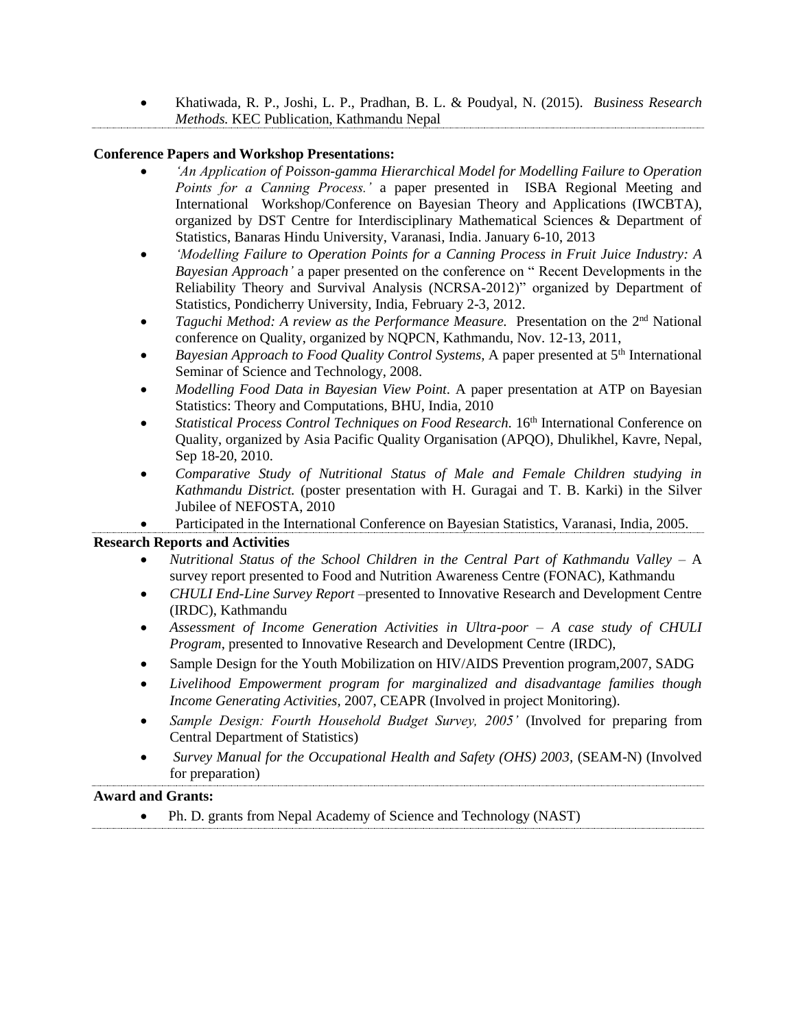- Khatiwada, R. P., Joshi, L. P., Pradhan, B. L. & Poudyal, N. (2015). *Business Research Methods.* KEC Publication, Kathmandu Nepal

**Conference Papers and Workshop Presentations:**

- *'An Application of Poisson-gamma Hierarchical Model for Modelling Failure to Operation Points for a Canning Process.'* a paper presented in ISBA Regional Meeting and International Workshop/Conference on Bayesian Theory and Applications (IWCBTA), organized by DST Centre for Interdisciplinary Mathematical Sciences & Department of Statistics, Banaras Hindu University, Varanasi, India. January 6-10, 2013
- *'Modelling Failure to Operation Points for a Canning Process in Fruit Juice Industry: A Bayesian Approach'* a paper presented on the conference on " Recent Developments in the Reliability Theory and Survival Analysis (NCRSA-2012)" organized by Department of Statistics, Pondicherry University, India, February 2-3, 2012.
- *Taguchi Method: A review as the Performance Measure.* Presentation on the 2nd National conference on Quality, organized by NQPCN, Kathmandu, Nov. 12-13, 2011,
- *Bayesian Approach to Food Quality Control Systems,* A paper presented at 5th International Seminar of Science and Technology, 2008.
- *Modelling Food Data in Bayesian View Point.* A paper presentation at ATP on Bayesian Statistics: Theory and Computations, BHU, India, 2010
- *Statistical Process Control Techniques on Food Research.* 16th International Conference on Quality, organized by Asia Pacific Quality Organisation (APQO), Dhulikhel, Kavre, Nepal, Sep 18-20, 2010.
- *Comparative Study of Nutritional Status of Male and Female Children studying in Kathmandu District.* (poster presentation with H. Guragai and T. B. Karki) in the Silver Jubilee of NEFOSTA, 2010
- Participated in the International Conference on Bayesian Statistics, Varanasi, India, 2005.

**Research Reports and Activities**

- *Nutritional Status of the School Children in the Central Part of Kathmandu Valley* – A survey report presented to Food and Nutrition Awareness Centre (FONAC), Kathmandu
- *CHULI End-Line Survey Report* –presented to Innovative Research and Development Centre (IRDC), Kathmandu
- *Assessment of Income Generation Activities in Ultra-poor – A case study of CHULI Program*, presented to Innovative Research and Development Centre (IRDC),
- Sample Design for the Youth Mobilization on HIV/AIDS Prevention program,2007, SADG
- *Livelihood Empowerment program for marginalized and disadvantage families though Income Generating Activities,* 2007, CEAPR (Involved in project Monitoring).
- *Sample Design: Fourth Household Budget Survey, 2005'* (Involved for preparing from Central Department of Statistics)
- *Survey Manual for the Occupational Health and Safety (OHS) 2003,* (SEAM-N) (Involved for preparation)

**Award and Grants:**

- Ph. D. grants from Nepal Academy of Science and Technology (NAST)